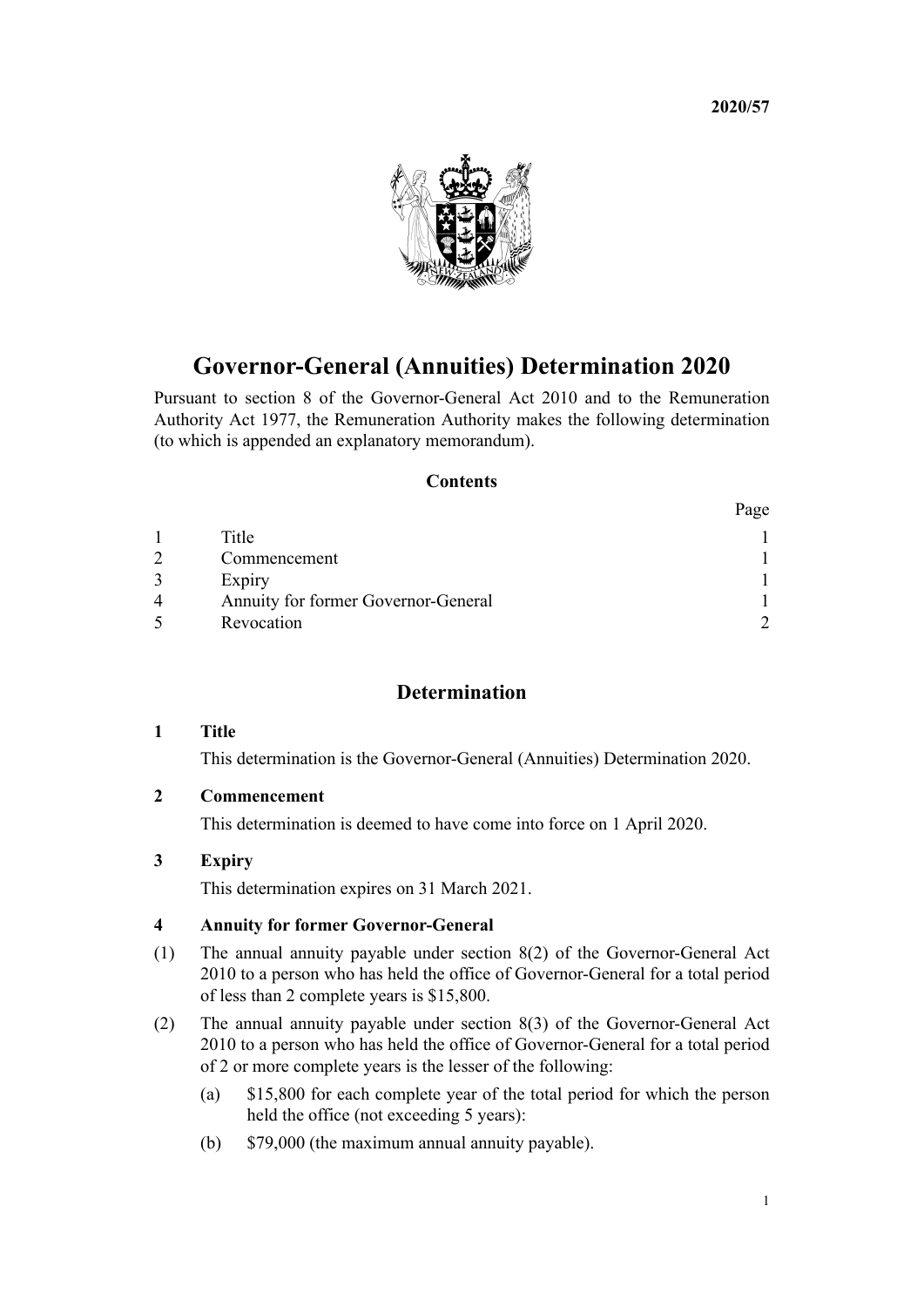**2020/57**

# Governor-General (Annuities) Determination 2020

Pursuant to section 8 of the Governor-General Act 2010 and to the Remuneration Authority Act 1977, the Remuneration Authority makes the following determination (to which is appended an explanatory memorandum).

## Contents

| | | Page |
|---|---|---|
| 1 | Title | 1 |
| 2 | Commencement | 1 |
| 3 | Expiry | 1 |
| 4 | Annuity for former Governor-General | 1 |
| 5 | Revocation | 2 |

## Determination

### 1 Title

This determination is the Governor-General (Annuities) Determination 2020.

### 2 Commencement

This determination is deemed to have come into force on 1 April 2020.

### 3 Expiry

This determination expires on 31 March 2021.

### 4 Annuity for former Governor-General

(1) The annual annuity payable under section 8(2) of the Governor-General Act 2010 to a person who has held the office of Governor-General for a total period of less than 2 complete years is $15,800.

(2) The annual annuity payable under section 8(3) of the Governor-General Act 2010 to a person who has held the office of Governor-General for a total period of 2 or more complete years is the lesser of the following:

- (a) $15,800 for each complete year of the total period for which the person held the office (not exceeding 5 years):
- (b) $79,000 (the maximum annual annuity payable).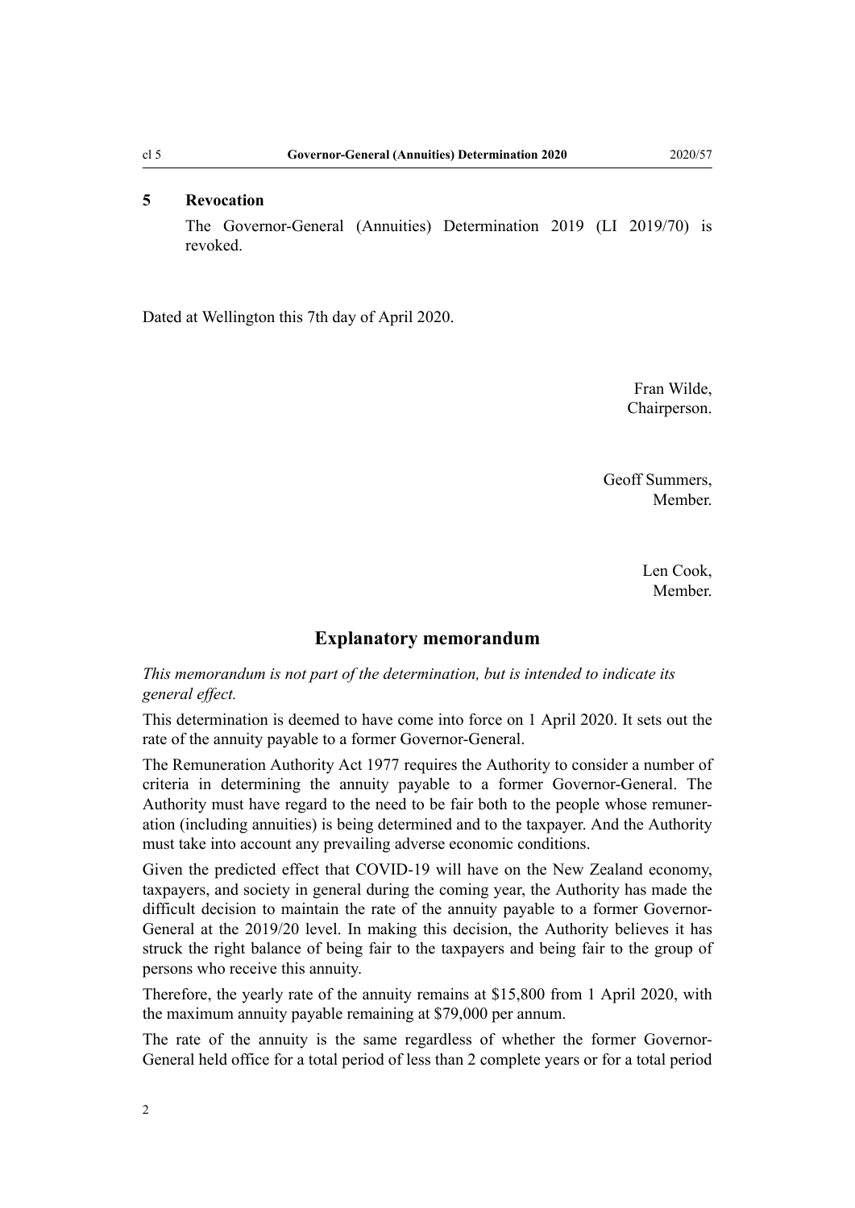### 5 Revocation

The Governor-General (Annuities) Determination 2019 (LI 2019/70) is revoked.

Dated at Wellington this 7th day of April 2020.

Fran Wilde,
Chairperson.

Geoff Summers,
Member.

Len Cook,
Member.

## Explanatory memorandum

*This memorandum is not part of the determination, but is intended to indicate its general effect.*

This determination is deemed to have come into force on 1 April 2020. It sets out the rate of the annuity payable to a former Governor-General.

The Remuneration Authority Act 1977 requires the Authority to consider a number of criteria in determining the annuity payable to a former Governor-General. The Authority must have regard to the need to be fair both to the people whose remuneration (including annuities) is being determined and to the taxpayer. And the Authority must take into account any prevailing adverse economic conditions.

Given the predicted effect that COVID-19 will have on the New Zealand economy, taxpayers, and society in general during the coming year, the Authority has made the difficult decision to maintain the rate of the annuity payable to a former Governor-General at the 2019/20 level. In making this decision, the Authority believes it has struck the right balance of being fair to the taxpayers and being fair to the group of persons who receive this annuity.

Therefore, the yearly rate of the annuity remains at $15,800 from 1 April 2020, with the maximum annuity payable remaining at $79,000 per annum.

The rate of the annuity is the same regardless of whether the former Governor-General held office for a total period of less than 2 complete years or for a total period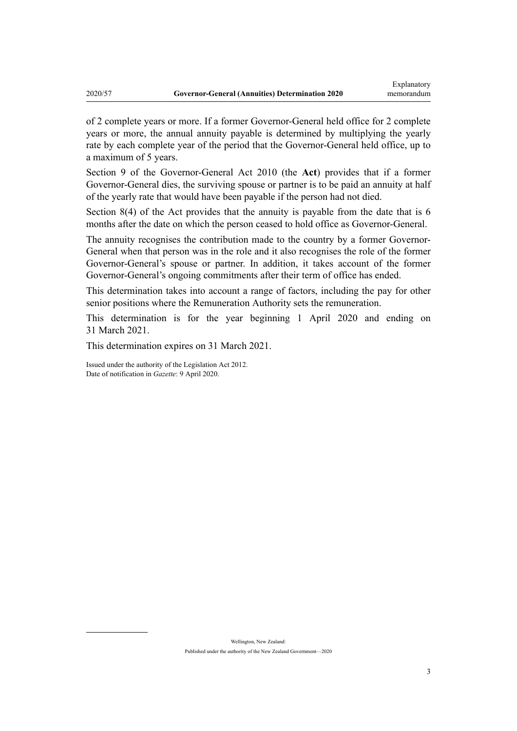of 2 complete years or more. If a former Governor-General held office for 2 complete years or more, the annual annuity payable is determined by multiplying the yearly rate by each complete year of the period that the Governor-General held office, up to a maximum of 5 years.

Section 9 of the Governor-General Act 2010 (the **Act**) provides that if a former Governor-General dies, the surviving spouse or partner is to be paid an annuity at half of the yearly rate that would have been payable if the person had not died.

Section 8(4) of the Act provides that the annuity is payable from the date that is 6 months after the date on which the person ceased to hold office as Governor-General.

The annuity recognises the contribution made to the country by a former Governor-General when that person was in the role and it also recognises the role of the former Governor-General's spouse or partner. In addition, it takes account of the former Governor-General's ongoing commitments after their term of office has ended.

This determination takes into account a range of factors, including the pay for other senior positions where the Remuneration Authority sets the remuneration.

This determination is for the year beginning 1 April 2020 and ending on 31 March 2021.

This determination expires on 31 March 2021.

Issued under the authority of the Legislation Act 2012.
Date of notification in *Gazette*: 9 April 2020.

Wellington, New Zealand:

Published under the authority of the New Zealand Government—2020